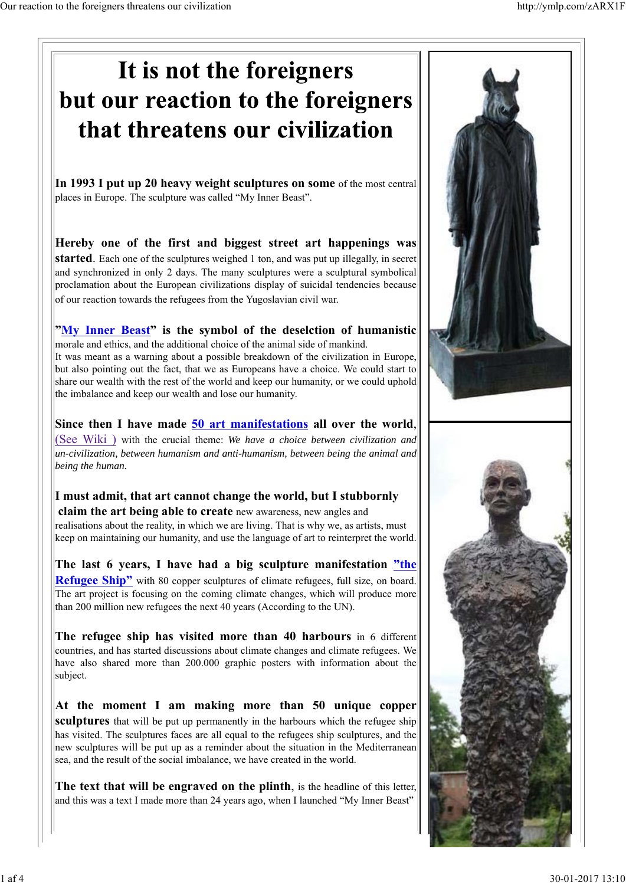# It is not the foreigners but our reaction to the foreigners that threatens our civilization

**In 1993 I put up 20 heavy weight sculptures on some** of the most central places in Europe. The sculpture was called "My Inner Beast".

**Hereby one of the first and biggest street art happenings was started**. Each one of the sculptures weighed 1 ton, and was put up illegally, in secret and synchronized in only 2 days. The many sculptures were a sculptural symbolical proclamation about the European civilizations display of suicidal tendencies because of our reaction towards the refugees from the Yugoslavian civil war.

**"My Inner Beast" is the symbol of the deselction of humanistic** morale and ethics, and the additional choice of the animal side of mankind.
It was meant as a warning about a possible breakdown of the civilization in Europe, but also pointing out the fact, that we as Europeans have a choice. We could start to share our wealth with the rest of the world and keep our humanity, or we could uphold the imbalance and keep our wealth and lose our humanity.

**Since then I have made 50 art manifestations all over the world**, (See Wiki ) with the crucial theme: *We have a choice between civilization and un-civilization, between humanism and anti-humanism, between being the animal and being the human.*

**I must admit, that art cannot change the world, but I stubbornly claim the art being able to create** new awareness, new angles and realisations about the reality, in which we are living. That is why we, as artists, must keep on maintaining our humanity, and use the language of art to reinterpret the world.

**The last 6 years, I have had a big sculpture manifestation "the Refugee Ship"** with 80 copper sculptures of climate refugees, full size, on board. The art project is focusing on the coming climate changes, which will produce more than 200 million new refugees the next 40 years (According to the UN).

**The refugee ship has visited more than 40 harbours** in 6 different countries, and has started discussions about climate changes and climate refugees. We have also shared more than 200.000 graphic posters with information about the subject.

**At the moment I am making more than 50 unique copper sculptures** that will be put up permanently in the harbours which the refugee ship has visited. The sculptures faces are all equal to the refugees ship sculptures, and the new sculptures will be put up as a reminder about the situation in the Mediterranean sea, and the result of the social imbalance, we have created in the world.

**The text that will be engraved on the plinth**, is the headline of this letter, and this was a text I made more than 24 years ago, when I launched "My Inner Beast"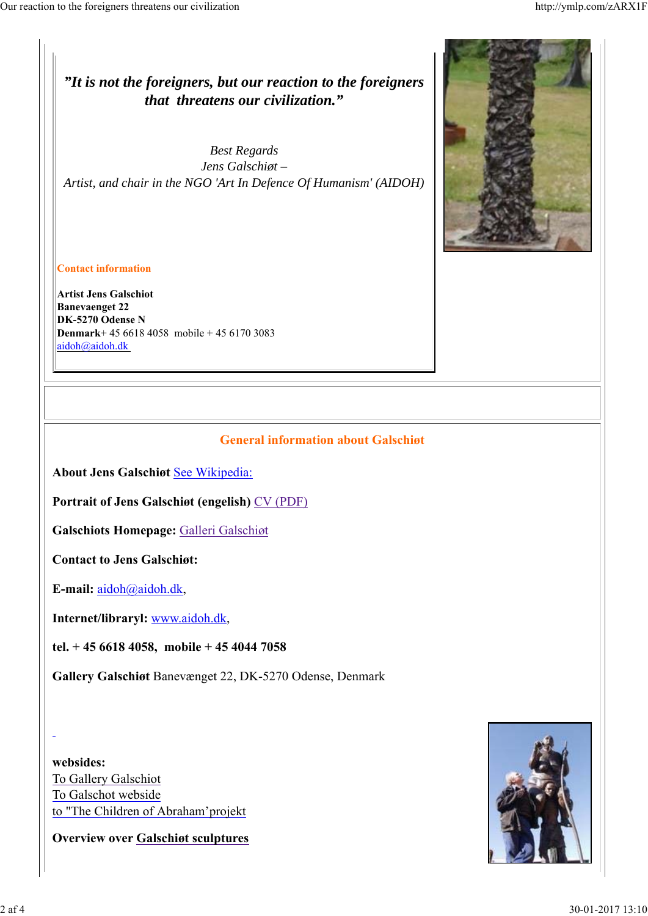*”It is not the foreigners, but our reaction to the foreigners that threatens our civilization.”*

*Best Regards*
*Jens Galschiøt –*
*Artist, and chair in the NGO 'Art In Defence Of Humanism' (AIDOH)*

**Contact information**

**Artist Jens Galschiot**
**Banevaenget 22**
**DK-5270 Odense N**
**Denmark**+ 45 6618 4058  mobile + 45 6170 3083
aidoh@aidoh.dk

## General information about Galschiøt

**About Jens Galschiøt** See Wikipedia:

**Portrait of Jens Galschiøt (engelish)** CV (PDF)

**Galschiots Homepage:** Galleri Galschiøt

**Contact to Jens Galschiøt:**

**E-mail:** aidoh@aidoh.dk,

**Internet/libraryl:** www.aidoh.dk,

**tel. + 45 6618 4058,  mobile + 45 4044 7058**

**Gallery Galschiøt** Banevænget 22, DK-5270 Odense, Denmark

**websides:**
To Gallery Galschiot
To Galschot webside
to "The Children of Abraham’projekt

**Overview over Galschiøt sculptures**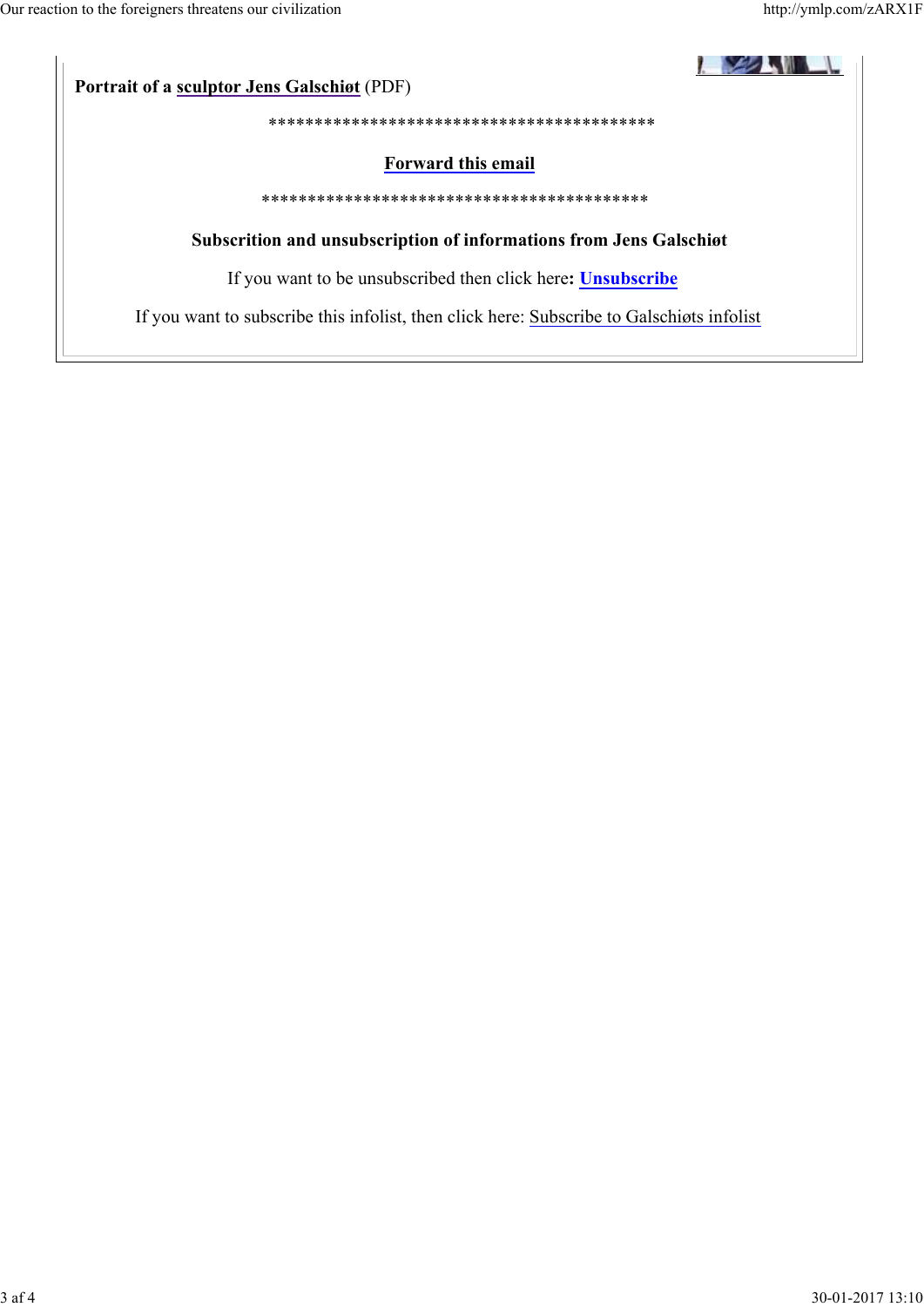**Portrait of a sculptor Jens Galschiøt** (PDF)

*****************************************

**Forward this email**

*****************************************

**Subscrition and unsubscription of informations from Jens Galschiøt**

If you want to be unsubscribed then click here**: Unsubscribe**

If you want to subscribe this infolist, then click here: Subscribe to Galschiøts infolist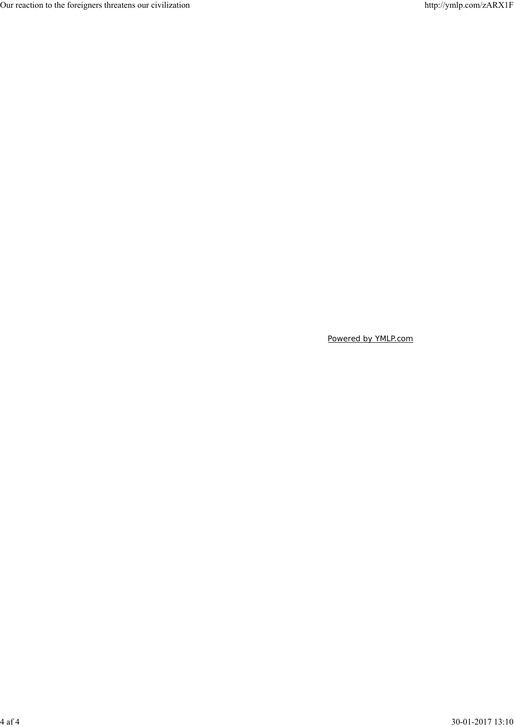Powered by YMLP.com